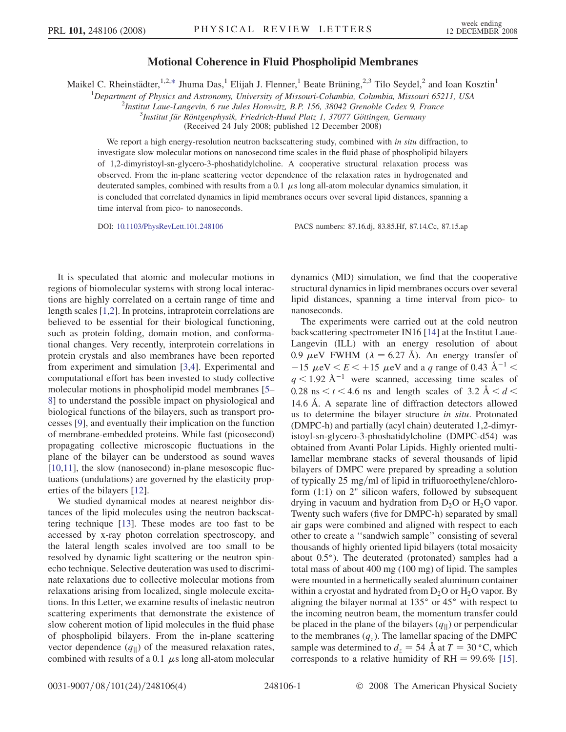# Motional Coherence in Fluid Phospholipid Membranes

Maikel C. Rheinstädter,[1,2,*] Jhuma Das,[1] Elijah J. Flenner,[1] Beate Brüning,[2,3] Tilo Seydel,[2] and Ioan Kosztin[1]

[1]Department of Physics and Astronomy, University of Missouri-Columbia, Columbia, Missouri 65211, USA

[2]Institut Laue-Langevin, 6 rue Jules Horowitz, B.P. 156, 38042 Grenoble Cedex 9, France

[3]Institut für Röntgenphysik, Friedrich-Hund Platz 1, 37077 Göttingen, Germany

(Received 24 July 2008; published 12 December 2008)

We report a high energy-resolution neutron backscattering study, combined with *in situ* diffraction, to investigate slow molecular motions on nanosecond time scales in the fluid phase of phospholipid bilayers of 1,2-dimyristoyl-sn-glycero-3-phoshatidylcholine. A cooperative structural relaxation process was observed. From the in-plane scattering vector dependence of the relaxation rates in hydrogenated and deuterated samples, combined with results from a 0.1 $\mu$s long all-atom molecular dynamics simulation, it is concluded that correlated dynamics in lipid membranes occurs over several lipid distances, spanning a time interval from pico- to nanoseconds.

DOI: 10.1103/PhysRevLett.101.248106 PACS numbers: 87.16.dj, 83.85.Hf, 87.14.Cc, 87.15.ap

It is speculated that atomic and molecular motions in regions of biomolecular systems with strong local interactions are highly correlated on a certain range of time and length scales [1,2]. In proteins, intraprotein correlations are believed to be essential for their biological functioning, such as protein folding, domain motion, and conformational changes. Very recently, interprotein correlations in protein crystals and also membranes have been reported from experiment and simulation [3,4]. Experimental and computational effort has been invested to study collective molecular motions in phospholipid model membranes [5–8] to understand the possible impact on physiological and biological functions of the bilayers, such as transport processes [9], and eventually their implication on the function of membrane-embedded proteins. While fast (picosecond) propagating collective microscopic fluctuations in the plane of the bilayer can be understood as sound waves [10,11], the slow (nanosecond) in-plane mesoscopic fluctuations (undulations) are governed by the elasticity properties of the bilayers [12].

We studied dynamical modes at nearest neighbor distances of the lipid molecules using the neutron backscattering technique [13]. These modes are too fast to be accessed by x-ray photon correlation spectroscopy, and the lateral length scales involved are too small to be resolved by dynamic light scattering or the neutron spin-echo technique. Selective deuteration was used to discriminate relaxations due to collective molecular motions from relaxations arising from localized, single molecule excitations. In this Letter, we examine results of inelastic neutron scattering experiments that demonstrate the existence of slow coherent motion of lipid molecules in the fluid phase of phospholipid bilayers. From the in-plane scattering vector dependence ($q_{||}$) of the measured relaxation rates, combined with results of a 0.1 $\mu$s long all-atom molecular dynamics (MD) simulation, we find that the cooperative structural dynamics in lipid membranes occurs over several lipid distances, spanning a time interval from pico- to nanoseconds.

The experiments were carried out at the cold neutron backscattering spectrometer IN16 [14] at the Institut Laue-Langevin (ILL) with an energy resolution of 0.9 $\mu$eV FWHM ($\lambda = 6.27$ Å). An energy transfer of $-15\ \mu\text{eV} < E < +15\ \mu\text{eV}$ and a $q$ range of $0.43\ \text{Å}^{-1} < q < 1.92\ \text{Å}^{-1}$ were scanned, accessing time scales of $0.28\ \text{ns} < t < 4.6\ \text{ns}$ and length scales of $3.2\ \text{Å} < d < 14.6\ \text{Å}$. A separate line of diffraction detectors allowed us to determine the bilayer structure *in situ*. Protonated (DMPC-h) and partially (acyl chain) deuterated 1,2-dimyristoyl-sn-glycero-3-phoshatidylcholine (DMPC-d54) was obtained from Avanti Polar Lipids. Highly oriented multilamellar membrane stacks of several thousands of lipid bilayers of DMPC were prepared by spreading a solution of typically 25 mg/ml of lipid in trifluoroethylene/chloroform (1:1) on 2" silicon wafers, followed by subsequent drying in vacuum and hydration from $D_2O$ or $H_2O$ vapor. Twenty such wafers (five for DMPC-h) separated by small air gaps were combined and aligned with respect to each other to create a "sandwich sample" consisting of several thousands of highly oriented lipid bilayers (total mosaicity about 0.5°). The deuterated (protonated) samples had a total mass of about 400 mg (100 mg) of lipid. The samples were mounted in a hermetically sealed aluminum container within a cryostat and hydrated from $D_2O$ or $H_2O$ vapor. By aligning the bilayer normal at 135° or 45° with respect to the incoming neutron beam, the momentum transfer could be placed in the plane of the bilayers ($q_{||}$) or perpendicular to the membranes ($q_z$). The lamellar spacing of the DMPC sample was determined to $d_z = 54$ Å at $T = 30\,°\text{C}$, which corresponds to a relative humidity of RH = 99.6% [15].

0031-9007/08/101(24)/248106(4) © 2008 The American Physical Society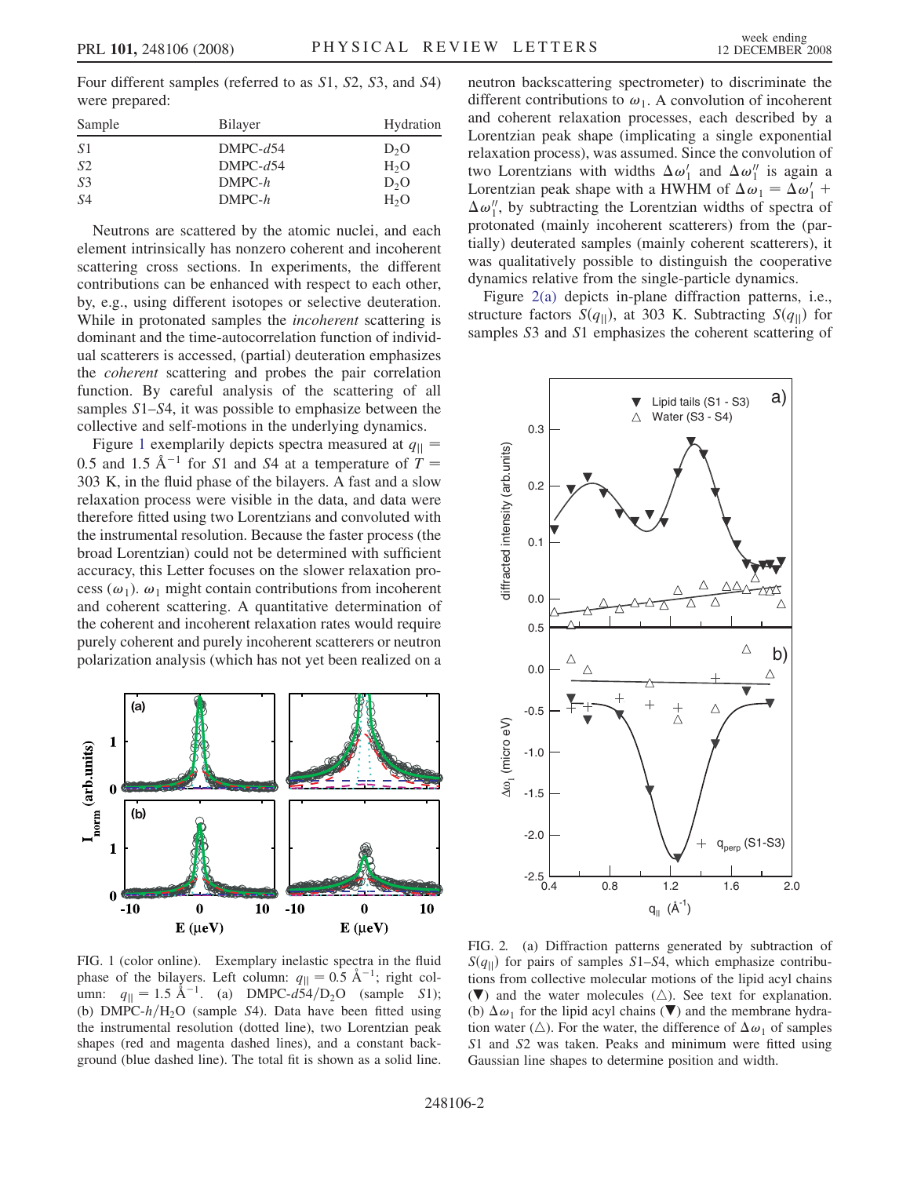Four different samples (referred to as $S1$, $S2$, $S3$, and $S4$) were prepared:

| Sample | Bilayer | Hydration |
|---|---|---|
| $S1$ | DMPC-$d54$ | $D_2O$ |
| $S2$ | DMPC-$d54$ | $H_2O$ |
| $S3$ | DMPC-$h$ | $D_2O$ |
| $S4$ | DMPC-$h$ | $H_2O$ |

Neutrons are scattered by the atomic nuclei, and each element intrinsically has nonzero coherent and incoherent scattering cross sections. In experiments, the different contributions can be enhanced with respect to each other, by, e.g., using different isotopes or selective deuteration. While in protonated samples the *incoherent* scattering is dominant and the time-autocorrelation function of individual scatterers is accessed, (partial) deuteration emphasizes the *coherent* scattering and probes the pair correlation function. By careful analysis of the scattering of all samples $S1$–$S4$, it was possible to emphasize between the collective and self-motions in the underlying dynamics.

Figure 1 exemplarily depicts spectra measured at $q_{||} = 0.5$ and $1.5$ Å$^{-1}$ for $S1$ and $S4$ at a temperature of $T = 303$ K, in the fluid phase of the bilayers. A fast and a slow relaxation process were visible in the data, and data were therefore fitted using two Lorentzians and convoluted with the instrumental resolution. Because the faster process (the broad Lorentzian) could not be determined with sufficient accuracy, this Letter focuses on the slower relaxation process ($\omega_1$). $\omega_1$ might contain contributions from incoherent and coherent scattering. A quantitative determination of the coherent and incoherent relaxation rates would require purely coherent and purely incoherent scatterers or neutron polarization analysis (which has not yet been realized on a neutron backscattering spectrometer) to discriminate the different contributions to $\omega_1$. A convolution of incoherent and coherent relaxation processes, each described by a Lorentzian peak shape (implicating a single exponential relaxation process), was assumed. Since the convolution of two Lorentzians with widths $\Delta\omega_1'$ and $\Delta\omega_1''$ is again a Lorentzian peak shape with a HWHM of $\Delta\omega_1 = \Delta\omega_1' + \Delta\omega_1''$, by subtracting the Lorentzian widths of spectra of protonated (mainly incoherent scatterers) from the (partially) deuterated samples (mainly coherent scatterers), it was qualitatively possible to distinguish the cooperative dynamics relative from the single-particle dynamics.

FIG. 1 (color online). Exemplary inelastic spectra in the fluid phase of the bilayers. Left column: $q_{||} = 0.5$ Å$^{-1}$; right column: $q_{||} = 1.5$ Å$^{-1}$. (a) DMPC-$d54$/$D_2O$ (sample $S1$); (b) DMPC-$h$/$H_2O$ (sample $S4$). Data have been fitted using the instrumental resolution (dotted line), two Lorentzian peak shapes (red and magenta dashed lines), and a constant background (blue dashed line). The total fit is shown as a solid line.

Figure 2(a) depicts in-plane diffraction patterns, i.e., structure factors $S(q_{||})$, at 303 K. Subtracting $S(q_{||})$ for samples $S3$ and $S1$ emphasizes the coherent scattering of

FIG. 2. (a) Diffraction patterns generated by subtraction of $S(q_{||})$ for pairs of samples $S1$–$S4$, which emphasize contributions from collective molecular motions of the lipid acyl chains (▼) and the water molecules (△). See text for explanation. (b) $\Delta\omega_1$ for the lipid acyl chains (▼) and the membrane hydration water (△). For the water, the difference of $\Delta\omega_1$ of samples $S1$ and $S2$ was taken. Peaks and minimum were fitted using Gaussian line shapes to determine position and width.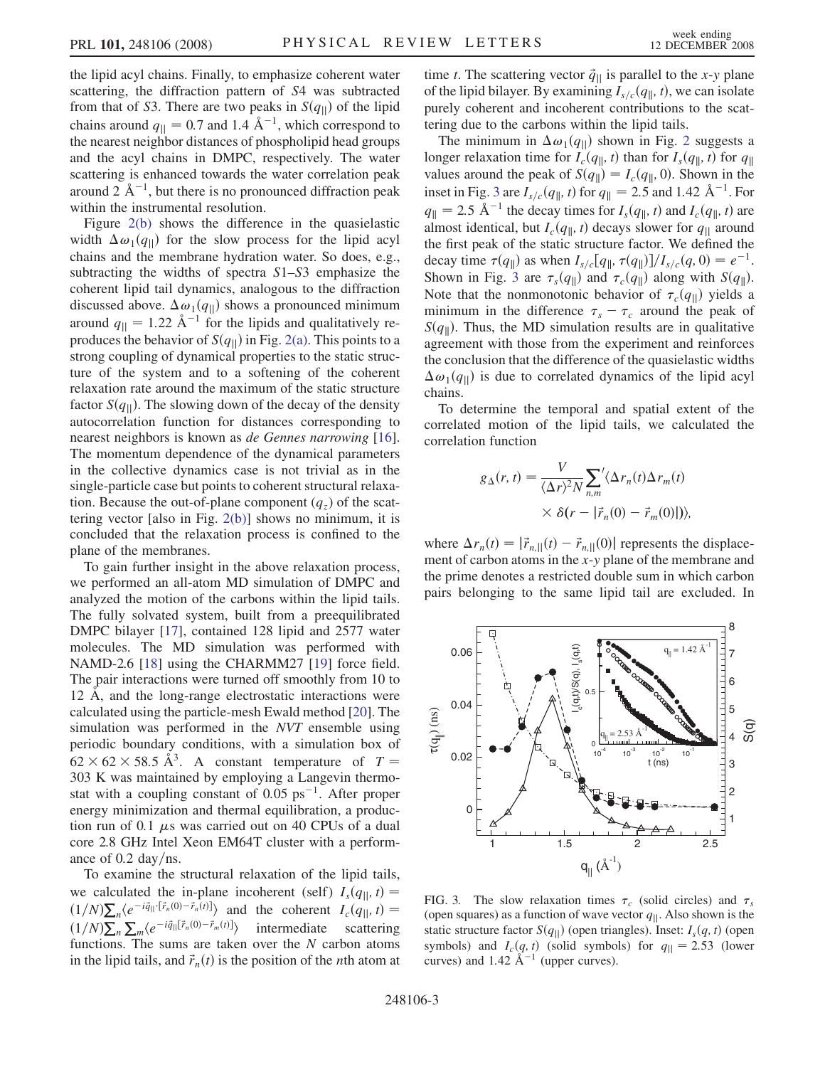the lipid acyl chains. Finally, to emphasize coherent water scattering, the diffraction pattern of $S4$ was subtracted from that of $S3$. There are two peaks in $S(q_{\|})$ of the lipid chains around $q_{\|} = 0.7$ and $1.4$ Å$^{-1}$, which correspond to the nearest neighbor distances of phospholipid head groups and the acyl chains in DMPC, respectively. The water scattering is enhanced towards the water correlation peak around 2 Å$^{-1}$, but there is no pronounced diffraction peak within the instrumental resolution.

Figure 2(b) shows the difference in the quasielastic width $\Delta\omega_1(q_{\|})$ for the slow process for the lipid acyl chains and the membrane hydration water. So does, e.g., subtracting the widths of spectra $S1$–$S3$ emphasize the coherent lipid tail dynamics, analogous to the diffraction discussed above. $\Delta\omega_1(q_{\|})$ shows a pronounced minimum around $q_{\|} = 1.22$ Å$^{-1}$ for the lipids and qualitatively reproduces the behavior of $S(q_{\|})$ in Fig. 2(a). This points to a strong coupling of dynamical properties to the static structure of the system and to a softening of the coherent relaxation rate around the maximum of the static structure factor $S(q_{\|})$. The slowing down of the decay of the density autocorrelation function for distances corresponding to nearest neighbors is known as *de Gennes narrowing* [16]. The momentum dependence of the dynamical parameters in the collective dynamics case is not trivial as in the single-particle case but points to coherent structural relaxation. Because the out-of-plane component ($q_z$) of the scattering vector [also in Fig. 2(b)] shows no minimum, it is concluded that the relaxation process is confined to the plane of the membranes.

To gain further insight in the above relaxation process, we performed an all-atom MD simulation of DMPC and analyzed the motion of the carbons within the lipid tails. The fully solvated system, built from a preequilibrated DMPC bilayer [17], contained 128 lipid and 2577 water molecules. The MD simulation was performed with NAMD-2.6 [18] using the CHARMM27 [19] force field. The pair interactions were turned off smoothly from 10 to 12 Å, and the long-range electrostatic interactions were calculated using the particle-mesh Ewald method [20]. The simulation was performed in the *NVT* ensemble using periodic boundary conditions, with a simulation box of $62 \times 62 \times 58.5$ Å$^3$. A constant temperature of $T = 303$ K was maintained by employing a Langevin thermostat with a coupling constant of 0.05 ps$^{-1}$. After proper energy minimization and thermal equilibration, a production run of 0.1 $\mu$s was carried out on 40 CPUs of a dual core 2.8 GHz Intel Xeon EM64T cluster with a performance of 0.2 day/ns.

To examine the structural relaxation of the lipid tails, we calculated the in-plane incoherent (self) $I_s(q_{\|}, t) = (1/N)\sum_n \langle e^{-i\vec{q}_{\|}\cdot[\vec{r}_n(0)-\vec{r}_n(t)]}\rangle$ and the coherent $I_c(q_{\|}, t) = (1/N)\sum_n \sum_m \langle e^{-i\vec{q}_{\|}[\vec{r}_n(0)-\vec{r}_m(t)]}\rangle$ intermediate scattering functions. The sums are taken over the $N$ carbon atoms in the lipid tails, and $\vec{r}_n(t)$ is the position of the $n$th atom at time $t$. The scattering vector $\vec{q}_{\|}$ is parallel to the $x$-$y$ plane of the lipid bilayer. By examining $I_{s/c}(q_{\|}, t)$, we can isolate purely coherent and incoherent contributions to the scattering due to the carbons within the lipid tails.

The minimum in $\Delta\omega_1(q_{\|})$ shown in Fig. 2 suggests a longer relaxation time for $I_c(q_{\|}, t)$ than for $I_s(q_{\|}, t)$ for $q_{\|}$ values around the peak of $S(q_{\|}) = I_c(q_{\|}, 0)$. Shown in the inset in Fig. 3 are $I_{s/c}(q_{\|}, t)$ for $q_{\|} = 2.5$ and $1.42$ Å$^{-1}$. For $q_{\|} = 2.5$ Å$^{-1}$ the decay times for $I_s(q_{\|}, t)$ and $I_c(q_{\|}, t)$ are almost identical, but $I_c(q_{\|}, t)$ decays slower for $q_{\|}$ around the first peak of the static structure factor. We defined the decay time $\tau(q_{\|})$ as when $I_{s/c}[q_{\|}, \tau(q_{\|})]/I_{s/c}(q, 0) = e^{-1}$. Shown in Fig. 3 are $\tau_s(q_{\|})$ and $\tau_c(q_{\|})$ along with $S(q_{\|})$. Note that the nonmonotonic behavior of $\tau_c(q_{\|})$ yields a minimum in the difference $\tau_s - \tau_c$ around the peak of $S(q_{\|})$. Thus, the MD simulation results are in qualitative agreement with those from the experiment and reinforces the conclusion that the difference of the quasielastic widths $\Delta\omega_1(q_{\|})$ is due to correlated dynamics of the lipid acyl chains.

To determine the temporal and spatial extent of the correlated motion of the lipid tails, we calculated the correlation function

$$g_\Delta(r, t) = \frac{V}{\langle \Delta r\rangle^2 N} {\sum_{n,m}}' \langle \Delta r_n(t) \Delta r_m(t) \times \delta(r - |\vec{r}_n(0) - \vec{r}_m(0)|)\rangle,$$

where $\Delta r_n(t) = |\vec{r}_{n,\|}(t) - \vec{r}_{n,\|}(0)|$ represents the displacement of carbon atoms in the $x$-$y$ plane of the membrane and the prime denotes a restricted double sum in which carbon pairs belonging to the same lipid tail are excluded. In

FIG. 3. The slow relaxation times $\tau_c$ (solid circles) and $\tau_s$ (open squares) as a function of wave vector $q_{\|}$. Also shown is the static structure factor $S(q_{\|})$ (open triangles). Inset: $I_s(q, t)$ (open symbols) and $I_c(q, t)$ (solid symbols) for $q_{\|} = 2.53$ (lower curves) and $1.42$ Å$^{-1}$ (upper curves).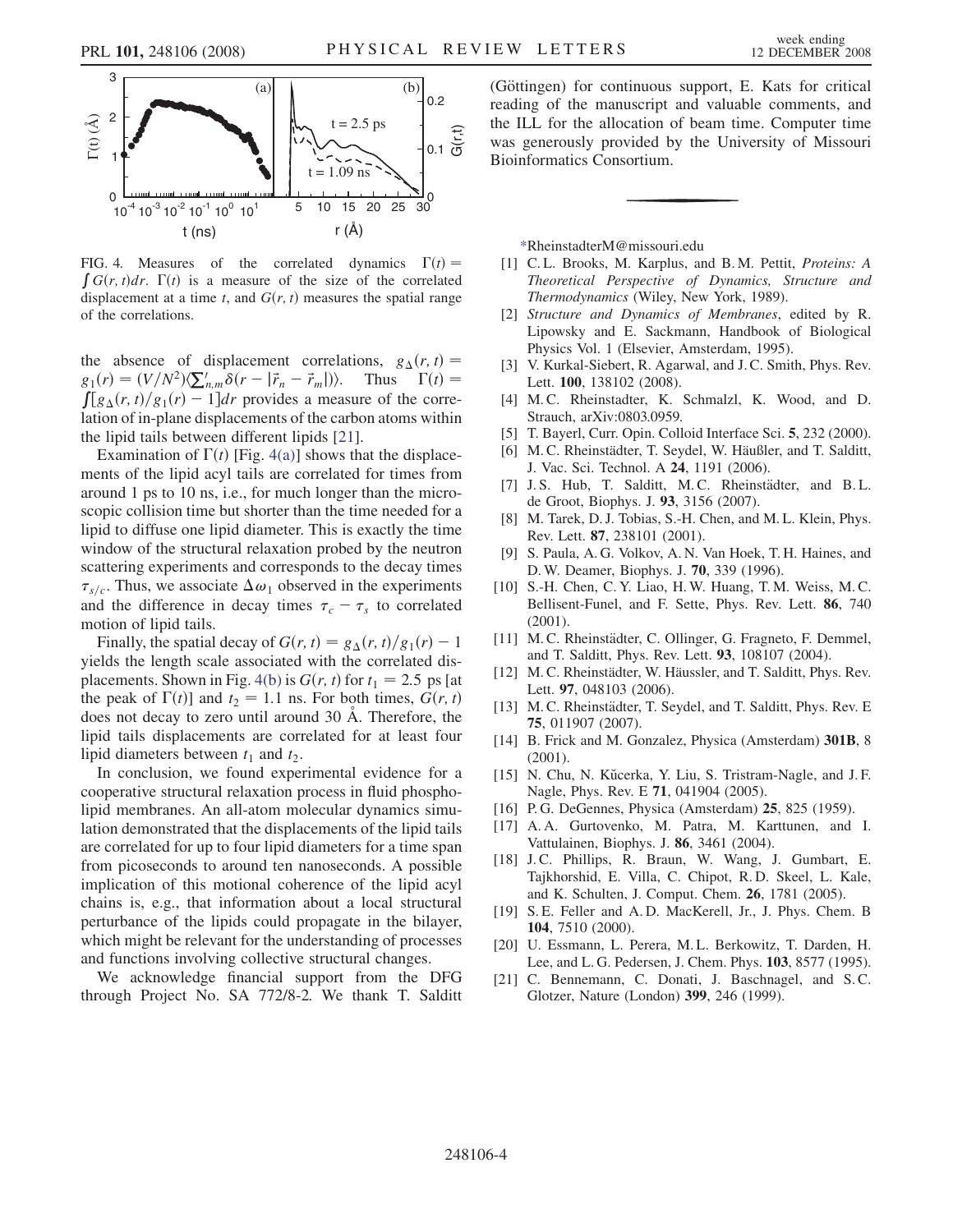(a)

(b)

3

2

1

0

$\Gamma(t)$ (Å)

$10^{-4}$ $10^{-3}$ $10^{-2}$ $10^{-1}$ $10^{0}$ $10^{1}$

t (ns)

t = 2.5 ps

t = 1.09 ns

0.2

0.1

0

G(r,t)

5 10 15 20 25 30

r (Å)

FIG. 4. Measures of the correlated dynamics $\Gamma(t) = \int G(r,t)dr$. $\Gamma(t)$ is a measure of the size of the correlated displacement at a time $t$, and $G(r,t)$ measures the spatial range of the correlations.

the absence of displacement correlations, $g_\Delta(r,t) = g_1(r) = (V/N^2)\langle\sum'_{n,m}\delta(r - |\vec{r}_n - \vec{r}_m|)\rangle$. Thus $\Gamma(t) = \int[g_\Delta(r,t)/g_1(r) - 1]dr$ provides a measure of the correlation of in-plane displacements of the carbon atoms within the lipid tails between different lipids [21].

Examination of $\Gamma(t)$ [Fig. 4(a)] shows that the displacements of the lipid acyl tails are correlated for times from around 1 ps to 10 ns, i.e., for much longer than the microscopic collision time but shorter than the time needed for a lipid to diffuse one lipid diameter. This is exactly the time window of the structural relaxation probed by the neutron scattering experiments and corresponds to the decay times $\tau_{s/c}$. Thus, we associate $\Delta\omega_1$ observed in the experiments and the difference in decay times $\tau_c - \tau_s$ to correlated motion of lipid tails.

Finally, the spatial decay of $G(r,t) = g_\Delta(r,t)/g_1(r) - 1$ yields the length scale associated with the correlated displacements. Shown in Fig. 4(b) is $G(r,t)$ for $t_1 = 2.5$ ps [at the peak of $\Gamma(t)$] and $t_2 = 1.1$ ns. For both times, $G(r,t)$ does not decay to zero until around 30 Å. Therefore, the lipid tails displacements are correlated for at least four lipid diameters between $t_1$ and $t_2$.

In conclusion, we found experimental evidence for a cooperative structural relaxation process in fluid phospholipid membranes. An all-atom molecular dynamics simulation demonstrated that the displacements of the lipid tails are correlated for up to four lipid diameters for a time span from picoseconds to around ten nanoseconds. A possible implication of this motional coherence of the lipid acyl chains is, e.g., that information about a local structural perturbance of the lipids could propagate in the bilayer, which might be relevant for the understanding of processes and functions involving collective structural changes.

We acknowledge financial support from the DFG through Project No. SA 772/8-2. We thank T. Salditt (Göttingen) for continuous support, E. Kats for critical reading of the manuscript and valuable comments, and the ILL for the allocation of beam time. Computer time was generously provided by the University of Missouri Bioinformatics Consortium.

*RheinstadterM@missouri.edu

[1] C. L. Brooks, M. Karplus, and B. M. Pettit, *Proteins: A Theoretical Perspective of Dynamics, Structure and Thermodynamics* (Wiley, New York, 1989).

[2] *Structure and Dynamics of Membranes*, edited by R. Lipowsky and E. Sackmann, Handbook of Biological Physics Vol. 1 (Elsevier, Amsterdam, 1995).

[3] V. Kurkal-Siebert, R. Agarwal, and J. C. Smith, Phys. Rev. Lett. **100**, 138102 (2008).

[4] M. C. Rheinstadter, K. Schmalzl, K. Wood, and D. Strauch, arXiv:0803.0959.

[5] T. Bayerl, Curr. Opin. Colloid Interface Sci. **5**, 232 (2000).

[6] M. C. Rheinstädter, T. Seydel, W. Häußler, and T. Salditt, J. Vac. Sci. Technol. A **24**, 1191 (2006).

[7] J. S. Hub, T. Salditt, M. C. Rheinstädter, and B. L. de Groot, Biophys. J. **93**, 3156 (2007).

[8] M. Tarek, D. J. Tobias, S.-H. Chen, and M. L. Klein, Phys. Rev. Lett. **87**, 238101 (2001).

[9] S. Paula, A. G. Volkov, A. N. Van Hoek, T. H. Haines, and D. W. Deamer, Biophys. J. **70**, 339 (1996).

[10] S.-H. Chen, C. Y. Liao, H. W. Huang, T. M. Weiss, M. C. Bellisent-Funel, and F. Sette, Phys. Rev. Lett. **86**, 740 (2001).

[11] M. C. Rheinstädter, C. Ollinger, G. Fragneto, F. Demmel, and T. Salditt, Phys. Rev. Lett. **93**, 108107 (2004).

[12] M. C. Rheinstädter, W. Häussler, and T. Salditt, Phys. Rev. Lett. **97**, 048103 (2006).

[13] M. C. Rheinstädter, T. Seydel, and T. Salditt, Phys. Rev. E **75**, 011907 (2007).

[14] B. Frick and M. Gonzalez, Physica (Amsterdam) **301B**, 8 (2001).

[15] N. Chu, N. Kučerka, Y. Liu, S. Tristram-Nagle, and J. F. Nagle, Phys. Rev. E **71**, 041904 (2005).

[16] P. G. DeGennes, Physica (Amsterdam) **25**, 825 (1959).

[17] A. A. Gurtovenko, M. Patra, M. Karttunen, and I. Vattulainen, Biophys. J. **86**, 3461 (2004).

[18] J. C. Phillips, R. Braun, W. Wang, J. Gumbart, E. Tajkhorshid, E. Villa, C. Chipot, R. D. Skeel, L. Kale, and K. Schulten, J. Comput. Chem. **26**, 1781 (2005).

[19] S. E. Feller and A. D. MacKerell, Jr., J. Phys. Chem. B **104**, 7510 (2000).

[20] U. Essmann, L. Perera, M. L. Berkowitz, T. Darden, H. Lee, and L. G. Pedersen, J. Chem. Phys. **103**, 8577 (1995).

[21] C. Bennemann, C. Donati, J. Baschnagel, and S. C. Glotzer, Nature (London) **399**, 246 (1999).